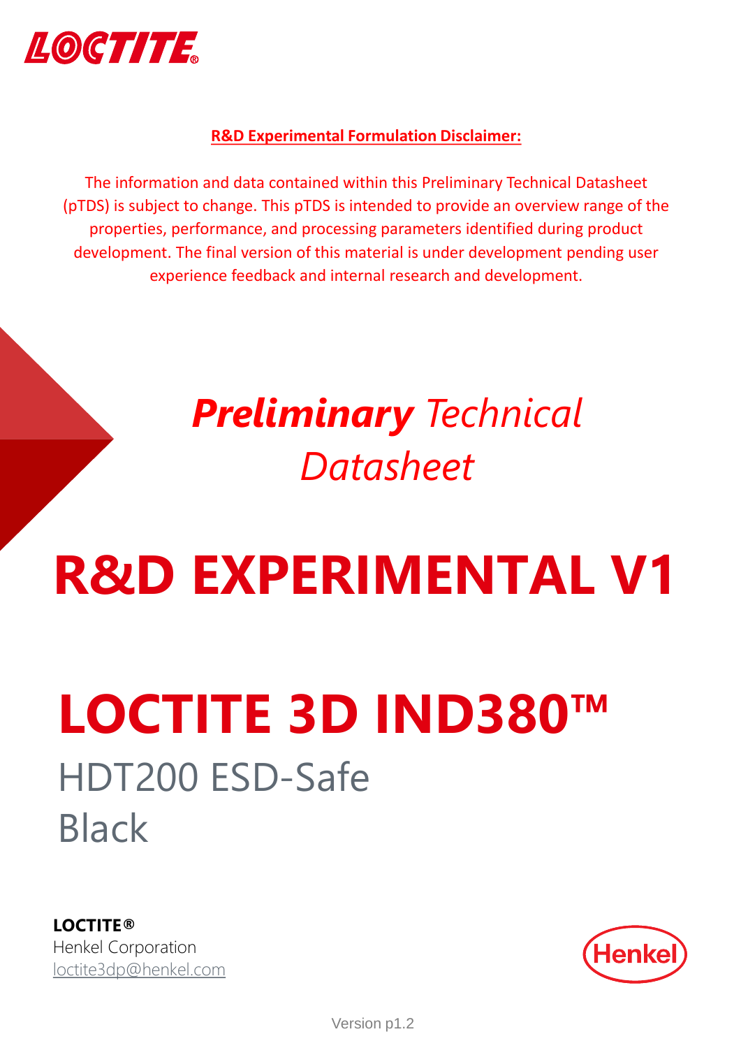**LOCTITE**

**R&D Experimental Formulation Disclaimer:**

The information and data contained within this Preliminary Technical Datasheet (pTDS) is subject to change. This pTDS is intended to provide an overview range of the properties, performance, and processing parameters identified during product development. The final version of this material is under development pending user experience feedback and internal research and development.

## ***Preliminary*** *Technical Datasheet*

# R&D EXPERIMENTAL V1

# LOCTITE 3D IND380™

HDT200 ESD-Safe

Black

**LOCTITE®**
Henkel Corporation
loctite3dp@henkel.com

Henkel

Version p1.2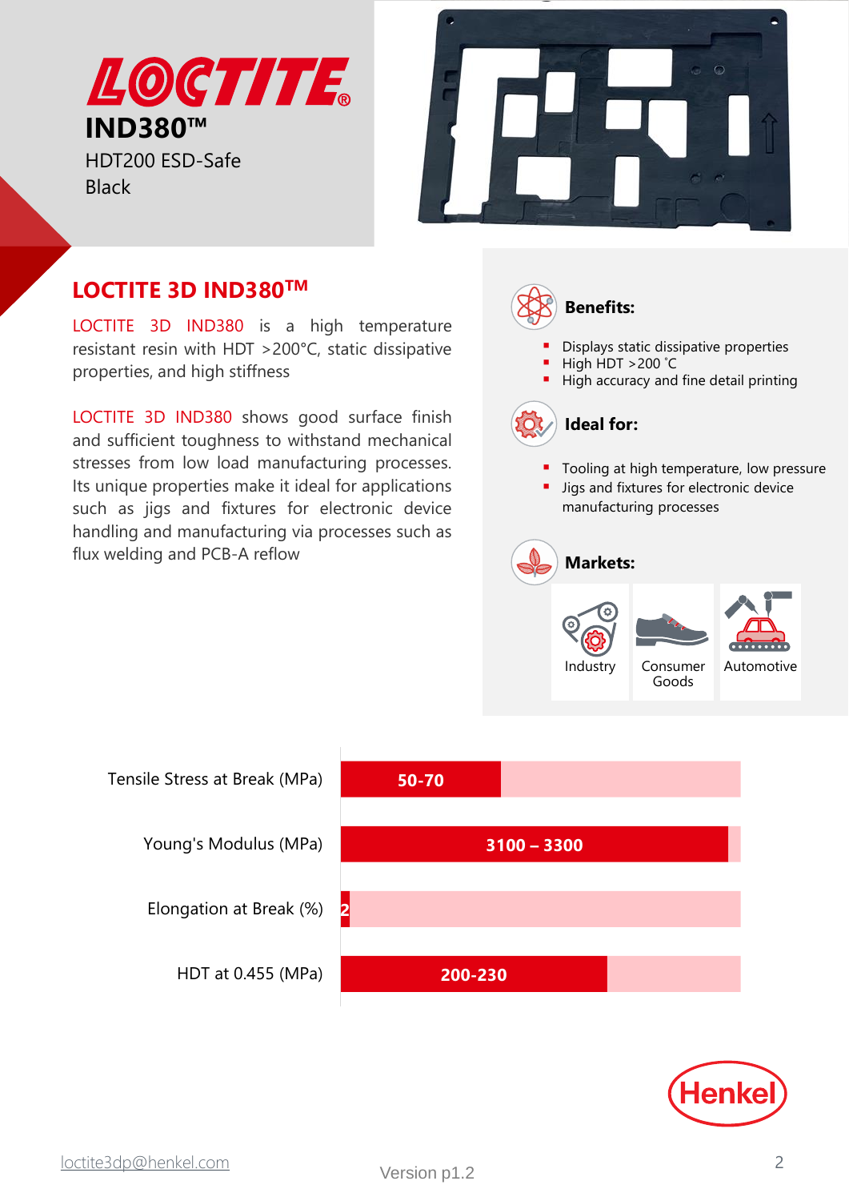LOCTITE®

# IND380™

HDT200 ESD-Safe
Black

## LOCTITE 3D IND380™

LOCTITE 3D IND380 is a high temperature resistant resin with HDT >200°C, static dissipative properties, and high stiffness

LOCTITE 3D IND380 shows good surface finish and sufficient toughness to withstand mechanical stresses from low load manufacturing processes. Its unique properties make it ideal for applications such as jigs and fixtures for electronic device handling and manufacturing via processes such as flux welding and PCB-A reflow

### Benefits:

- Displays static dissipative properties
- High HDT >200 ˚C
- High accuracy and fine detail printing

### Ideal for:

- Tooling at high temperature, low pressure
- Jigs and fixtures for electronic device manufacturing processes

### Markets:

Industry | Consumer Goods | Automotive

| Property | Value |
|---|---|
| Tensile Stress at Break (MPa) | 50-70 |
| Young's Modulus (MPa) | 3100 – 3300 |
| Elongation at Break (%) | 2 |
| HDT at 0.455 (MPa) | 200-230 |

Henkel

loctite3dp@henkel.com

Version p1.2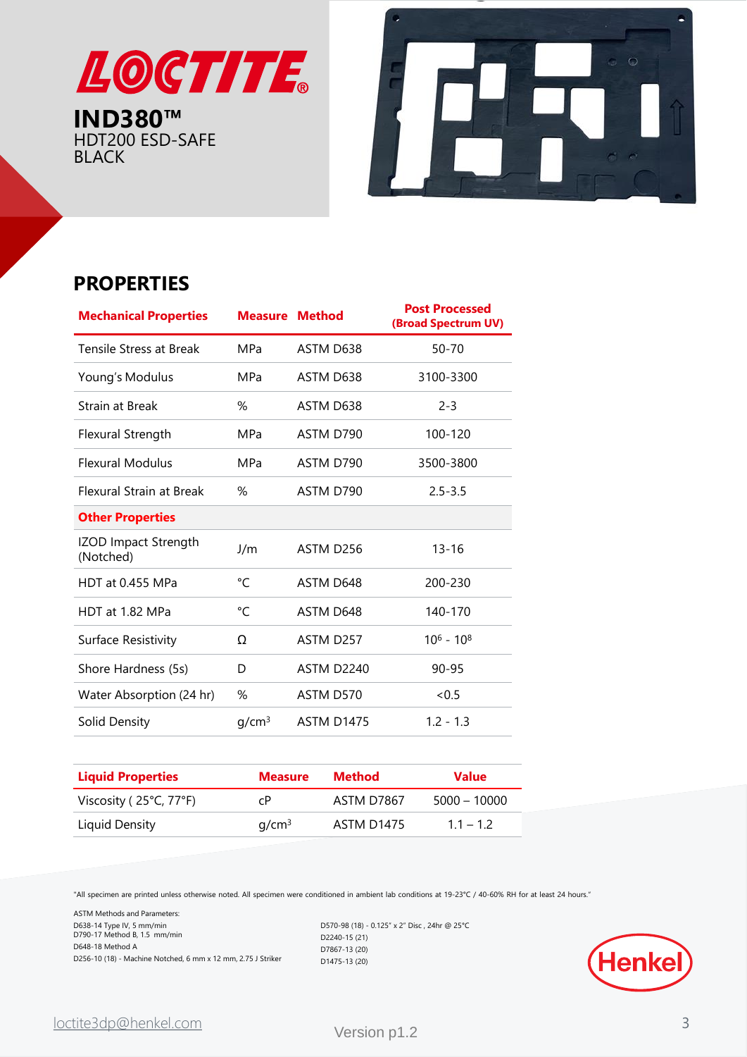# LOCTITE

**IND380™**
HDT200 ESD-SAFE
BLACK

## PROPERTIES

| Mechanical Properties | Measure | Method | Post Processed (Broad Spectrum UV) |
|---|---|---|---|
| Tensile Stress at Break | MPa | ASTM D638 | 50-70 |
| Young's Modulus | MPa | ASTM D638 | 3100-3300 |
| Strain at Break | % | ASTM D638 | 2-3 |
| Flexural Strength | MPa | ASTM D790 | 100-120 |
| Flexural Modulus | MPa | ASTM D790 | 3500-3800 |
| Flexural Strain at Break | % | ASTM D790 | 2.5-3.5 |
| **Other Properties** | | | |
| IZOD Impact Strength (Notched) | J/m | ASTM D256 | 13-16 |
| HDT at 0.455 MPa | °C | ASTM D648 | 200-230 |
| HDT at 1.82 MPa | °C | ASTM D648 | 140-170 |
| Surface Resistivity | Ω | ASTM D257 | $10^6$ - $10^8$ |
| Shore Hardness (5s) | D | ASTM D2240 | 90-95 |
| Water Absorption (24 hr) | % | ASTM D570 | <0.5 |
| Solid Density | g/cm³ | ASTM D1475 | 1.2 - 1.3 |

| Liquid Properties | Measure | Method | Value |
|---|---|---|---|
| Viscosity ( 25°C, 77°F) | cP | ASTM D7867 | 5000 – 10000 |
| Liquid Density | g/cm³ | ASTM D1475 | 1.1 – 1.2 |

"All specimen are printed unless otherwise noted. All specimen were conditioned in ambient lab conditions at 19-23°C / 40-60% RH for at least 24 hours."

ASTM Methods and Parameters:
D638-14 Type IV, 5 mm/min
D790-17 Method B, 1.5 mm/min
D648-18 Method A
D256-10 (18) - Machine Notched, 6 mm x 12 mm, 2.75 J Striker
D570-98 (18) - 0.125" x 2" Disc , 24hr @ 25°C
D2240-15 (21)
D7867-13 (20)
D1475-13 (20)

Henkel

loctite3dp@henkel.com

Version p1.2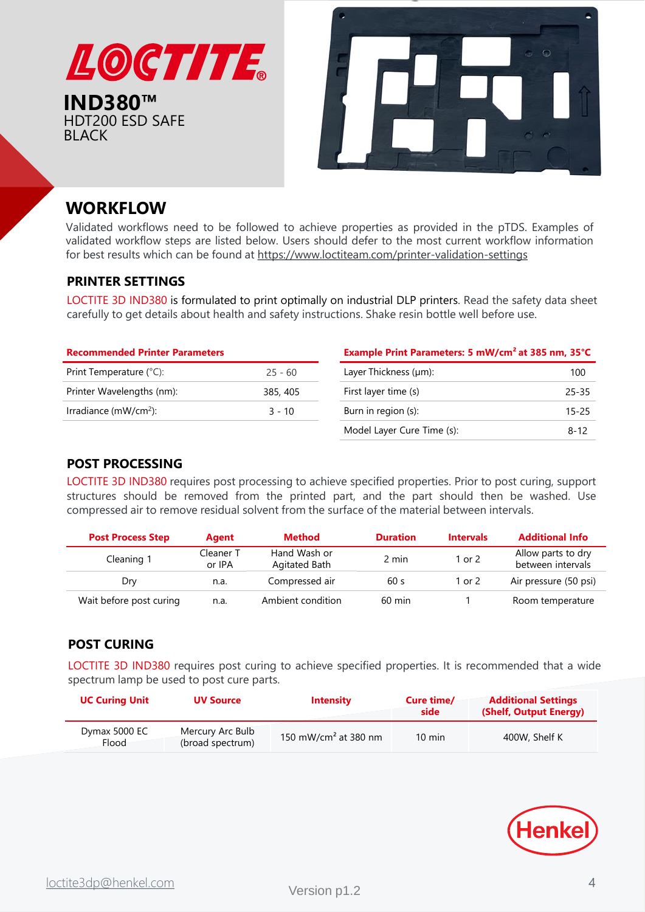LOCTITE®

# IND380™

HDT200 ESD SAFE
BLACK

## WORKFLOW

Validated workflows need to be followed to achieve properties as provided in the pTDS. Examples of validated workflow steps are listed below. Users should defer to the most current workflow information for best results which can be found at https://www.loctiteam.com/printer-validation-settings

### PRINTER SETTINGS

LOCTITE 3D IND380 is formulated to print optimally on industrial DLP printers. Read the safety data sheet carefully to get details about health and safety instructions. Shake resin bottle well before use.

| Recommended Printer Parameters | |
|---|---|
| Print Temperature (°C): | 25 - 60 |
| Printer Wavelengths (nm): | 385, 405 |
| Irradiance (mW/cm²): | 3 - 10 |

| Example Print Parameters: 5 mW/cm² at 385 nm, 35°C | |
|---|---|
| Layer Thickness (µm): | 100 |
| First layer time (s) | 25-35 |
| Burn in region (s): | 15-25 |
| Model Layer Cure Time (s): | 8-12 |

### POST PROCESSING

LOCTITE 3D IND380 requires post processing to achieve specified properties. Prior to post curing, support structures should be removed from the printed part, and the part should then be washed. Use compressed air to remove residual solvent from the surface of the material between intervals.

| Post Process Step | Agent | Method | Duration | Intervals | Additional Info |
|---|---|---|---|---|---|
| Cleaning 1 | Cleaner T or IPA | Hand Wash or Agitated Bath | 2 min | 1 or 2 | Allow parts to dry between intervals |
| Dry | n.a. | Compressed air | 60 s | 1 or 2 | Air pressure (50 psi) |
| Wait before post curing | n.a. | Ambient condition | 60 min | 1 | Room temperature |

### POST CURING

LOCTITE 3D IND380 requires post curing to achieve specified properties. It is recommended that a wide spectrum lamp be used to post cure parts.

| UC Curing Unit | UV Source | Intensity | Cure time/ side | Additional Settings (Shelf, Output Energy) |
|---|---|---|---|---|
| Dymax 5000 EC Flood | Mercury Arc Bulb (broad spectrum) | 150 mW/cm² at 380 nm | 10 min | 400W, Shelf K |

loctite3dp@henkel.com

Version p1.2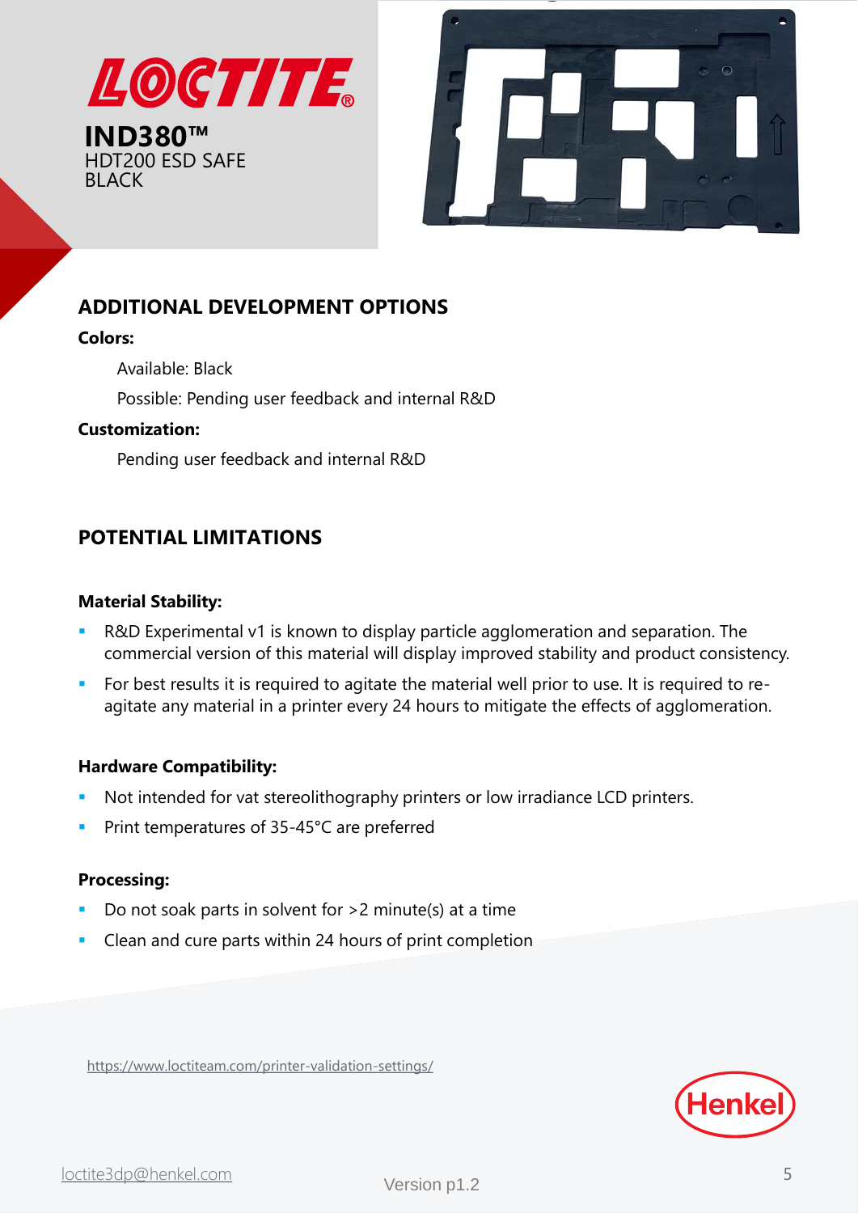LOCTITE®

**IND380™**
HDT200 ESD SAFE
BLACK

## ADDITIONAL DEVELOPMENT OPTIONS

**Colors:**

Available: Black

Possible: Pending user feedback and internal R&D

**Customization:**

Pending user feedback and internal R&D

## POTENTIAL LIMITATIONS

**Material Stability:**

- R&D Experimental v1 is known to display particle agglomeration and separation. The commercial version of this material will display improved stability and product consistency.
- For best results it is required to agitate the material well prior to use. It is required to re-agitate any material in a printer every 24 hours to mitigate the effects of agglomeration.

**Hardware Compatibility:**

- Not intended for vat stereolithography printers or low irradiance LCD printers.
- Print temperatures of 35-45°C are preferred

**Processing:**

- Do not soak parts in solvent for >2 minute(s) at a time
- Clean and cure parts within 24 hours of print completion

https://www.loctiteam.com/printer-validation-settings/

loctite3dp@henkel.com

Version p1.2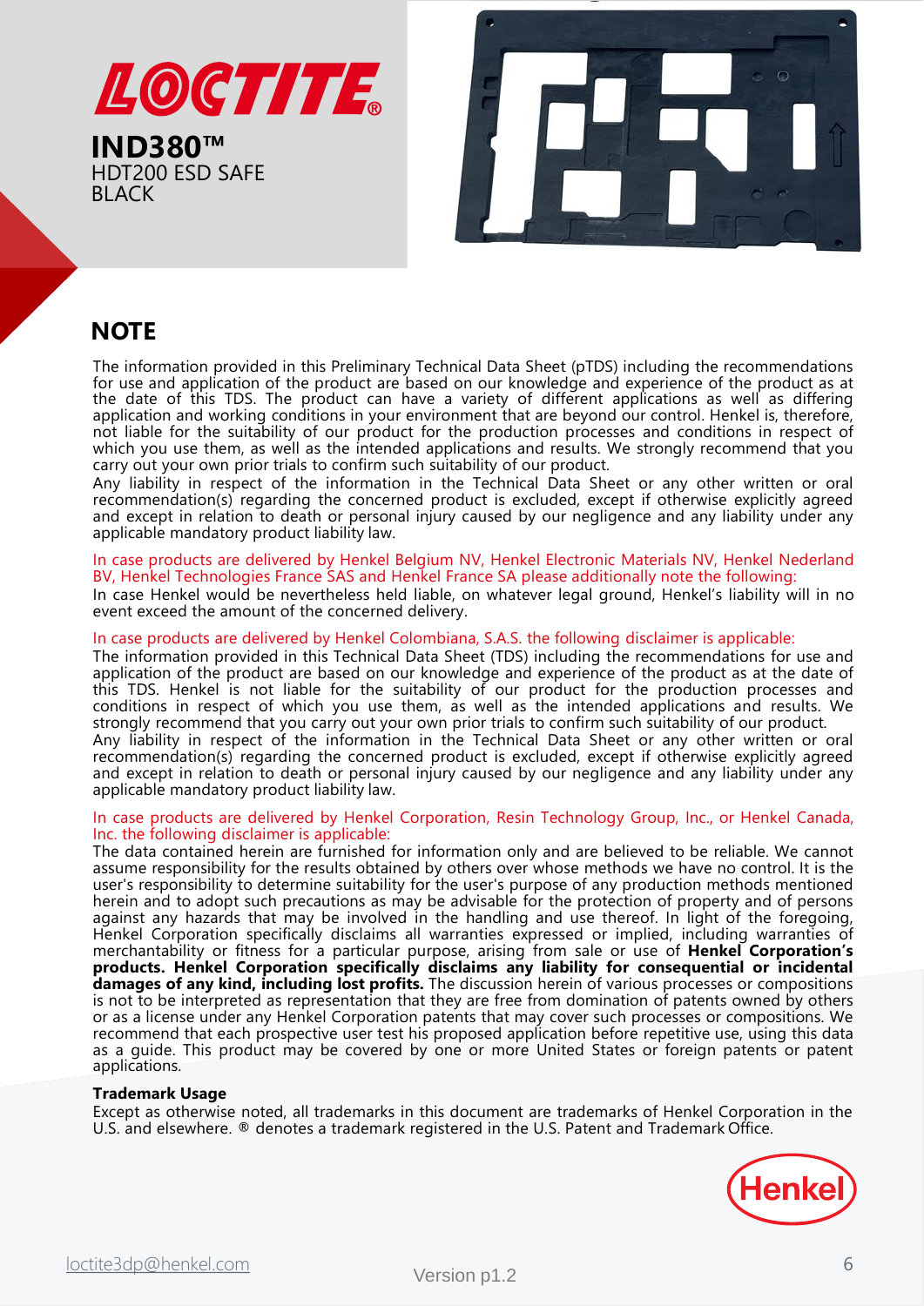**LOCTITE®**

**IND380™**
HDT200 ESD SAFE
BLACK

## NOTE

The information provided in this Preliminary Technical Data Sheet (pTDS) including the recommendations for use and application of the product are based on our knowledge and experience of the product as at the date of this TDS. The product can have a variety of different applications as well as differing application and working conditions in your environment that are beyond our control. Henkel is, therefore, not liable for the suitability of our product for the production processes and conditions in respect of which you use them, as well as the intended applications and results. We strongly recommend that you carry out your own prior trials to confirm such suitability of our product.
Any liability in respect of the information in the Technical Data Sheet or any other written or oral recommendation(s) regarding the concerned product is excluded, except if otherwise explicitly agreed and except in relation to death or personal injury caused by our negligence and any liability under any applicable mandatory product liability law.

In case products are delivered by Henkel Belgium NV, Henkel Electronic Materials NV, Henkel Nederland BV, Henkel Technologies France SAS and Henkel France SA please additionally note the following:
In case Henkel would be nevertheless held liable, on whatever legal ground, Henkel's liability will in no event exceed the amount of the concerned delivery.

In case products are delivered by Henkel Colombiana, S.A.S. the following disclaimer is applicable:
The information provided in this Technical Data Sheet (TDS) including the recommendations for use and application of the product are based on our knowledge and experience of the product as at the date of this TDS. Henkel is not liable for the suitability of our product for the production processes and conditions in respect of which you use them, as well as the intended applications and results. We strongly recommend that you carry out your own prior trials to confirm such suitability of our product.
Any liability in respect of the information in the Technical Data Sheet or any other written or oral recommendation(s) regarding the concerned product is excluded, except if otherwise explicitly agreed and except in relation to death or personal injury caused by our negligence and any liability under any applicable mandatory product liability law.

In case products are delivered by Henkel Corporation, Resin Technology Group, Inc., or Henkel Canada, Inc. the following disclaimer is applicable:
The data contained herein are furnished for information only and are believed to be reliable. We cannot assume responsibility for the results obtained by others over whose methods we have no control. It is the user's responsibility to determine suitability for the user's purpose of any production methods mentioned herein and to adopt such precautions as may be advisable for the protection of property and of persons against any hazards that may be involved in the handling and use thereof. In light of the foregoing, Henkel Corporation specifically disclaims all warranties expressed or implied, including warranties of merchantability or fitness for a particular purpose, arising from sale or use of **Henkel Corporation's products. Henkel Corporation specifically disclaims any liability for consequential or incidental damages of any kind, including lost profits.** The discussion herein of various processes or compositions is not to be interpreted as representation that they are free from domination of patents owned by others or as a license under any Henkel Corporation patents that may cover such processes or compositions. We recommend that each prospective user test his proposed application before repetitive use, using this data as a guide. This product may be covered by one or more United States or foreign patents or patent applications.

**Trademark Usage**
Except as otherwise noted, all trademarks in this document are trademarks of Henkel Corporation in the U.S. and elsewhere. ® denotes a trademark registered in the U.S. Patent and Trademark Office.

Henkel

loctite3dp@henkel.com

Version p1.2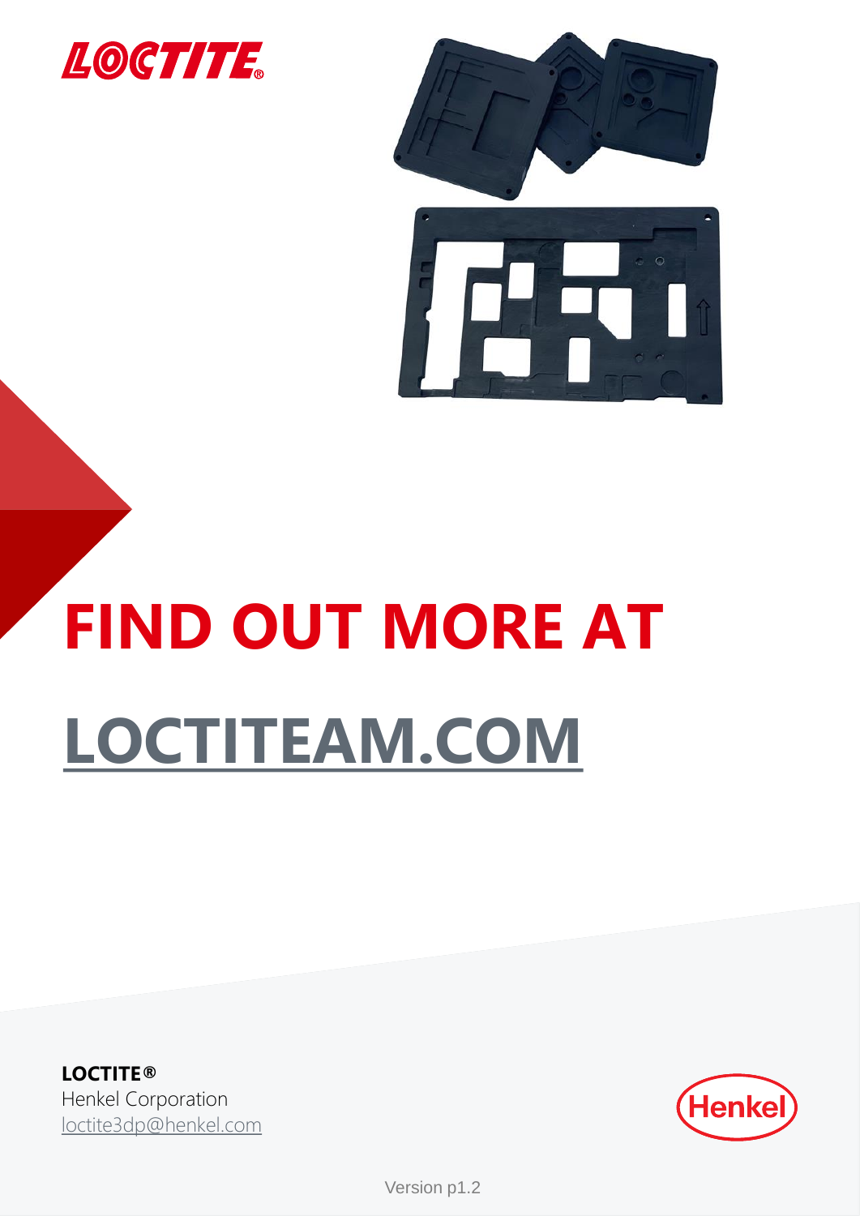# FIND OUT MORE AT

# LOCTITEAM.COM

**LOCTITE®**
Henkel Corporation
loctite3dp@henkel.com

Version p1.2